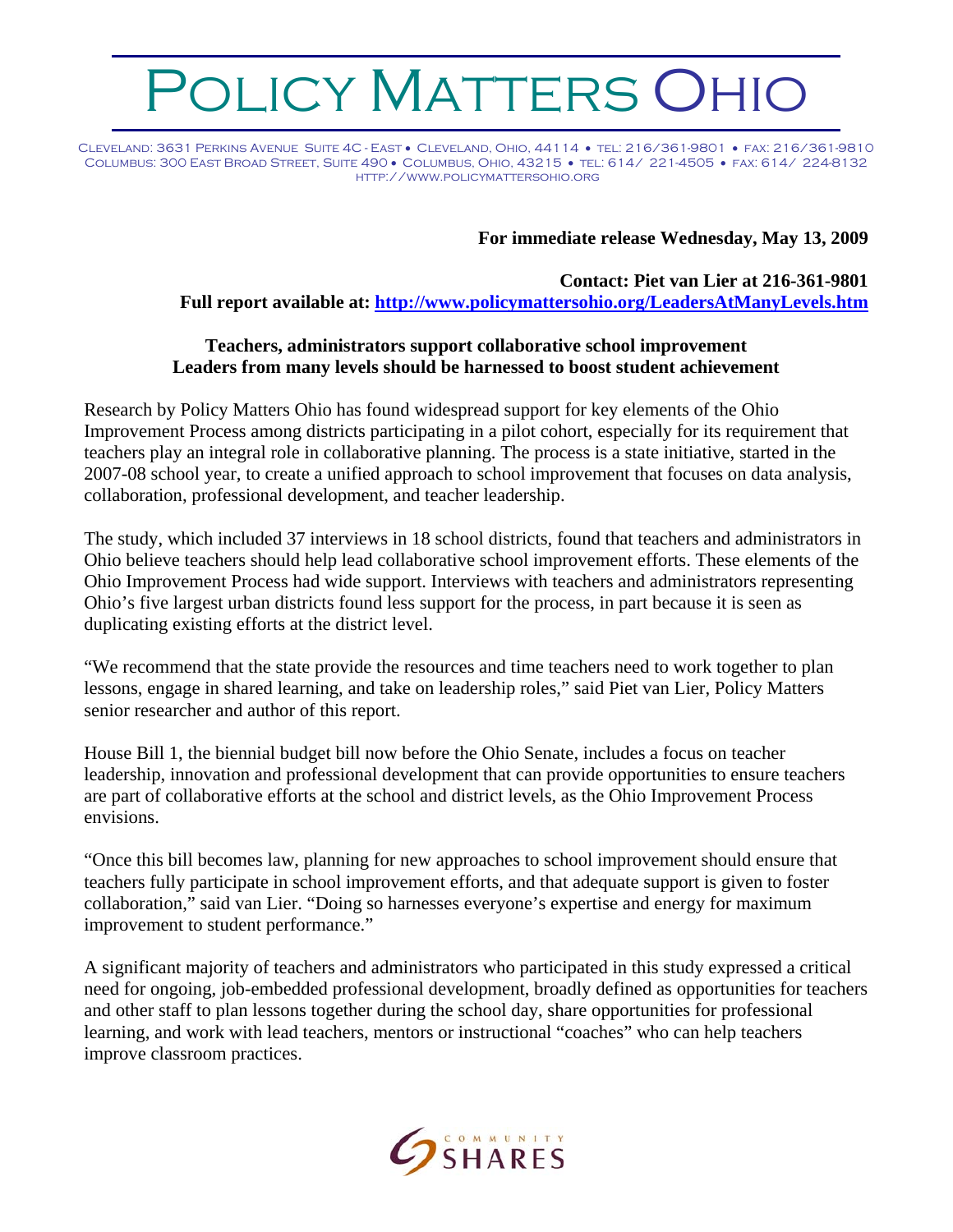# Policy Matters Ohio

Cleveland: 3631 Perkins Avenue Suite 4C - East • Cleveland, Ohio, 44114 • tel: 216/361-9801 • fax: 216/361-9810
Columbus: 300 East Broad Street, Suite 490 • Columbus, Ohio, 43215 • tel: 614/ 221-4505 • fax: 614/ 224-8132
http://www.policymattersohio.org

**For immediate release Wednesday, May 13, 2009**

**Contact: Piet van Lier at 216-361-9801**
**Full report available at: http://www.policymattersohio.org/LeadersAtManyLevels.htm**

**Teachers, administrators support collaborative school improvement**
**Leaders from many levels should be harnessed to boost student achievement**

Research by Policy Matters Ohio has found widespread support for key elements of the Ohio Improvement Process among districts participating in a pilot cohort, especially for its requirement that teachers play an integral role in collaborative planning. The process is a state initiative, started in the 2007-08 school year, to create a unified approach to school improvement that focuses on data analysis, collaboration, professional development, and teacher leadership.

The study, which included 37 interviews in 18 school districts, found that teachers and administrators in Ohio believe teachers should help lead collaborative school improvement efforts. These elements of the Ohio Improvement Process had wide support. Interviews with teachers and administrators representing Ohio's five largest urban districts found less support for the process, in part because it is seen as duplicating existing efforts at the district level.

"We recommend that the state provide the resources and time teachers need to work together to plan lessons, engage in shared learning, and take on leadership roles," said Piet van Lier, Policy Matters senior researcher and author of this report.

House Bill 1, the biennial budget bill now before the Ohio Senate, includes a focus on teacher leadership, innovation and professional development that can provide opportunities to ensure teachers are part of collaborative efforts at the school and district levels, as the Ohio Improvement Process envisions.

"Once this bill becomes law, planning for new approaches to school improvement should ensure that teachers fully participate in school improvement efforts, and that adequate support is given to foster collaboration," said van Lier. "Doing so harnesses everyone's expertise and energy for maximum improvement to student performance."

A significant majority of teachers and administrators who participated in this study expressed a critical need for ongoing, job-embedded professional development, broadly defined as opportunities for teachers and other staff to plan lessons together during the school day, share opportunities for professional learning, and work with lead teachers, mentors or instructional "coaches" who can help teachers improve classroom practices.

Community Shares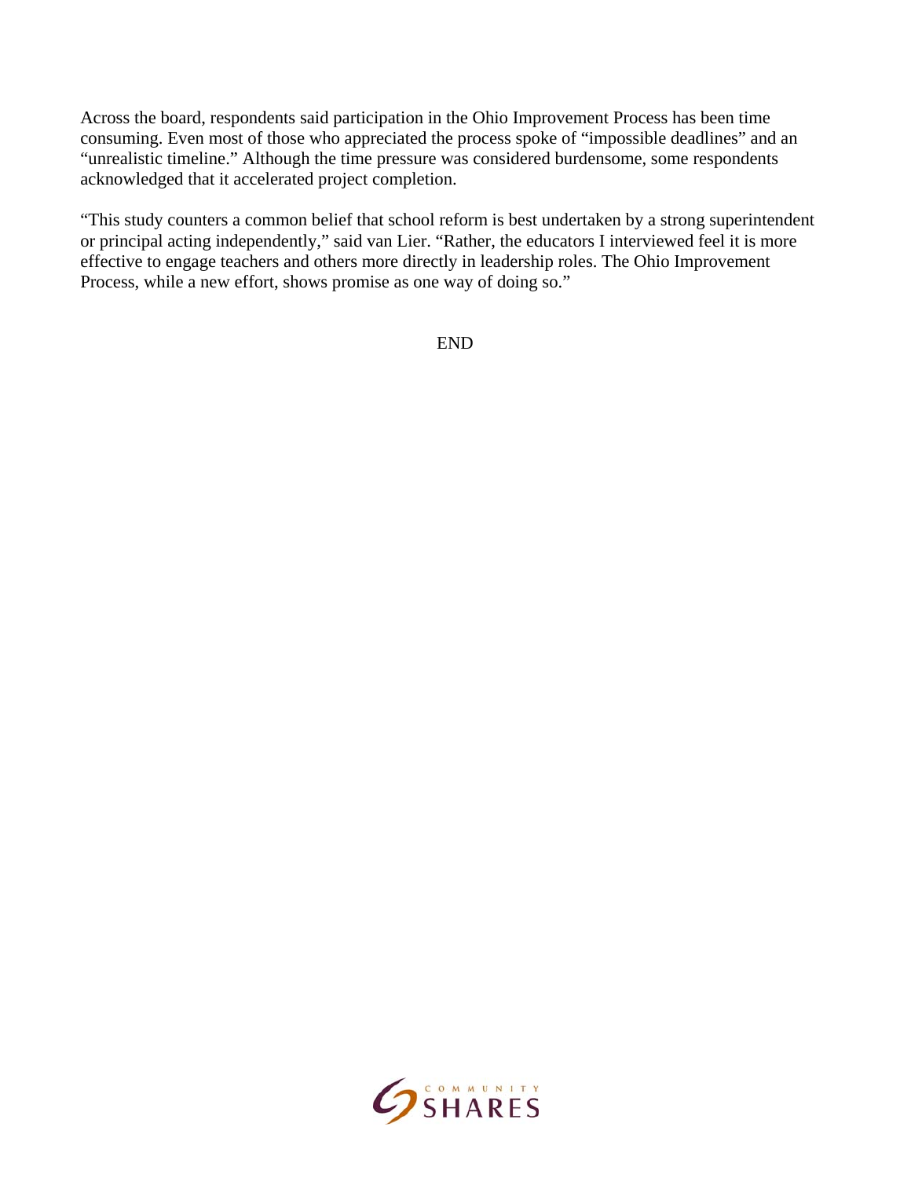Across the board, respondents said participation in the Ohio Improvement Process has been time consuming. Even most of those who appreciated the process spoke of "impossible deadlines" and an "unrealistic timeline." Although the time pressure was considered burdensome, some respondents acknowledged that it accelerated project completion.

"This study counters a common belief that school reform is best undertaken by a strong superintendent or principal acting independently," said van Lier. "Rather, the educators I interviewed feel it is more effective to engage teachers and others more directly in leadership roles. The Ohio Improvement Process, while a new effort, shows promise as one way of doing so."

END

COMMUNITY SHARES